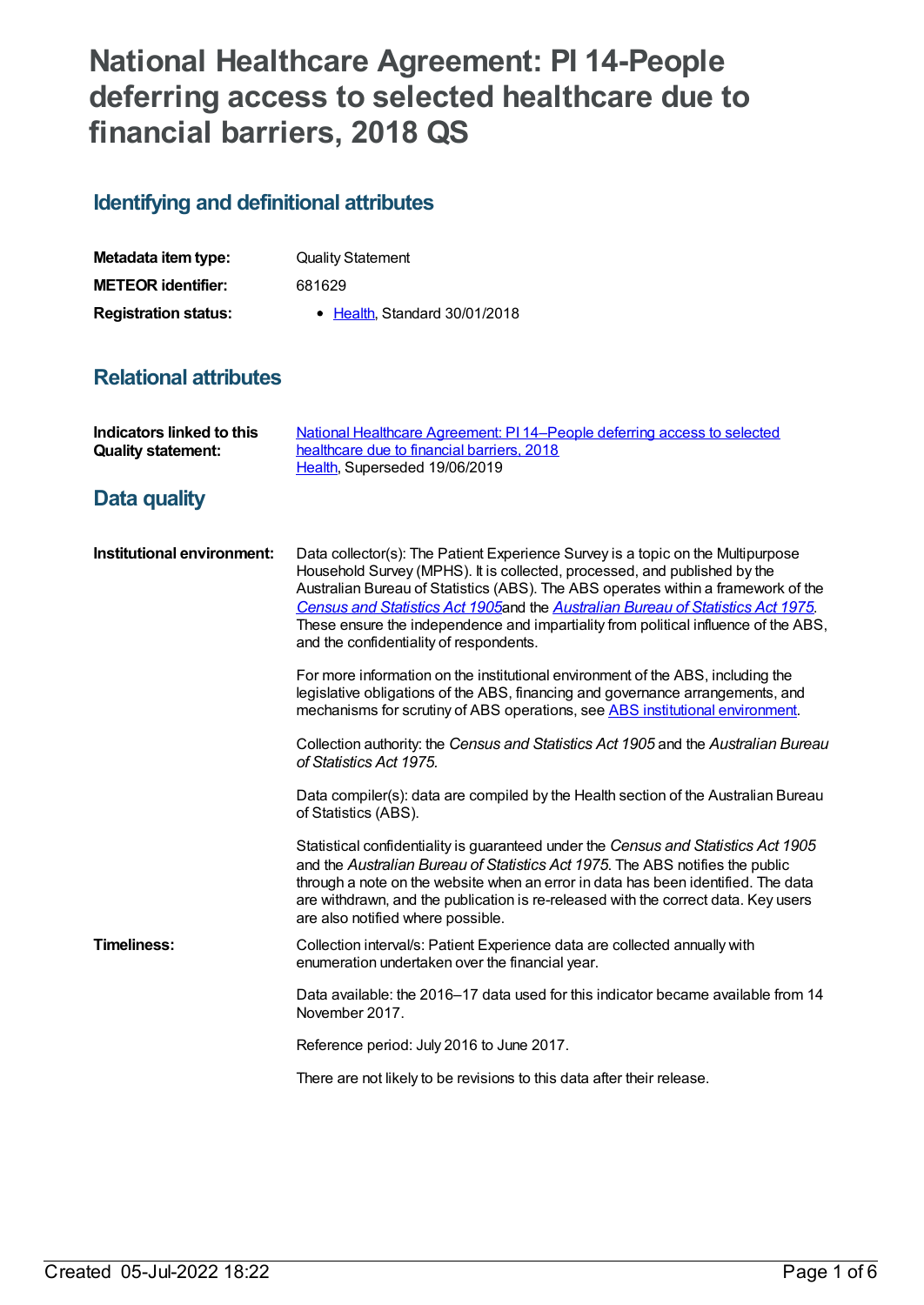# National Healthcare Agreement: PI 14-People deferring access to selected healthcare due to financial barriers, 2018 QS

## Identifying and definitional attributes

| | |
|---|---|
| **Metadata item type:** | Quality Statement |
| **METEOR identifier:** | 681629 |
| **Registration status:** | • Health, Standard 30/01/2018 |

## Relational attributes

| | |
|---|---|
| **Indicators linked to this Quality statement:** | National Healthcare Agreement: PI 14–People deferring access to selected healthcare due to financial barriers, 2018<br>Health, Superseded 19/06/2019 |

## Data quality

**Institutional environment:**

Data collector(s): The Patient Experience Survey is a topic on the Multipurpose Household Survey (MPHS). It is collected, processed, and published by the Australian Bureau of Statistics (ABS). The ABS operates within a framework of the *Census and Statistics Act 1905* and the *Australian Bureau of Statistics Act 1975*. These ensure the independence and impartiality from political influence of the ABS, and the confidentiality of respondents.

For more information on the institutional environment of the ABS, including the legislative obligations of the ABS, financing and governance arrangements, and mechanisms for scrutiny of ABS operations, see ABS institutional environment.

Collection authority: the *Census and Statistics Act 1905* and the *Australian Bureau of Statistics Act 1975.*

Data compiler(s): data are compiled by the Health section of the Australian Bureau of Statistics (ABS).

Statistical confidentiality is guaranteed under the *Census and Statistics Act 1905* and the *Australian Bureau of Statistics Act 1975.* The ABS notifies the public through a note on the website when an error in data has been identified. The data are withdrawn, and the publication is re-released with the correct data. Key users are also notified where possible.

**Timeliness:**

Collection interval/s: Patient Experience data are collected annually with enumeration undertaken over the financial year.

Data available: the 2016–17 data used for this indicator became available from 14 November 2017.

Reference period: July 2016 to June 2017.

There are not likely to be revisions to this data after their release.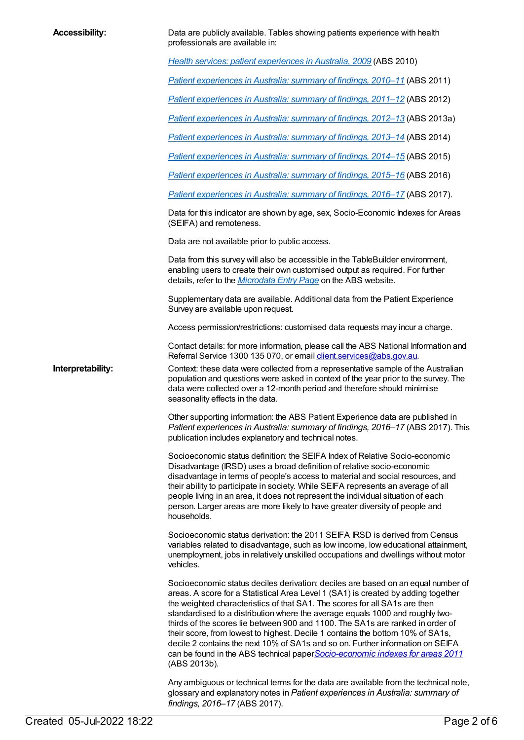**Accessibility:**

Data are publicly available. Tables showing patients experience with health professionals are available in:

*Health services: patient experiences in Australia, 2009* (ABS 2010)

*Patient experiences in Australia: summary of findings, 2010–11* (ABS 2011)

*Patient experiences in Australia: summary of findings, 2011–12* (ABS 2012)

*Patient experiences in Australia: summary of findings, 2012–13* (ABS 2013a)

*Patient experiences in Australia: summary of findings, 2013–14* (ABS 2014)

*Patient experiences in Australia: summary of findings, 2014–15* (ABS 2015)

*Patient experiences in Australia: summary of findings, 2015–16* (ABS 2016)

*Patient experiences in Australia: summary of findings, 2016–17* (ABS 2017).

Data for this indicator are shown by age, sex, Socio-Economic Indexes for Areas (SEIFA) and remoteness.

Data are not available prior to public access.

Data from this survey will also be accessible in the TableBuilder environment, enabling users to create their own customised output as required. For further details, refer to the *Microdata Entry Page* on the ABS website.

Supplementary data are available. Additional data from the Patient Experience Survey are available upon request.

Access permission/restrictions: customised data requests may incur a charge.

Contact details: for more information, please call the ABS National Information and Referral Service 1300 135 070, or email client.services@abs.gov.au.

**Interpretability:**

Context: these data were collected from a representative sample of the Australian population and questions were asked in context of the year prior to the survey. The data were collected over a 12-month period and therefore should minimise seasonality effects in the data.

Other supporting information: the ABS Patient Experience data are published in *Patient experiences in Australia: summary of findings, 2016–17* (ABS 2017). This publication includes explanatory and technical notes.

Socioeconomic status definition: the SEIFA Index of Relative Socio-economic Disadvantage (IRSD) uses a broad definition of relative socio-economic disadvantage in terms of people's access to material and social resources, and their ability to participate in society. While SEIFA represents an average of all people living in an area, it does not represent the individual situation of each person. Larger areas are more likely to have greater diversity of people and households.

Socioeconomic status derivation: the 2011 SEIFA IRSD is derived from Census variables related to disadvantage, such as low income, low educational attainment, unemployment, jobs in relatively unskilled occupations and dwellings without motor vehicles.

Socioeconomic status deciles derivation: deciles are based on an equal number of areas. A score for a Statistical Area Level 1 (SA1) is created by adding together the weighted characteristics of that SA1. The scores for all SA1s are then standardised to a distribution where the average equals 1000 and roughly two-thirds of the scores lie between 900 and 1100. The SA1s are ranked in order of their score, from lowest to highest. Decile 1 contains the bottom 10% of SA1s, decile 2 contains the next 10% of SA1s and so on. Further information on SEIFA can be found in the ABS technical paper *Socio-economic indexes for areas 2011* (ABS 2013b).

Any ambiguous or technical terms for the data are available from the technical note, glossary and explanatory notes in *Patient experiences in Australia: summary of findings, 2016–17* (ABS 2017).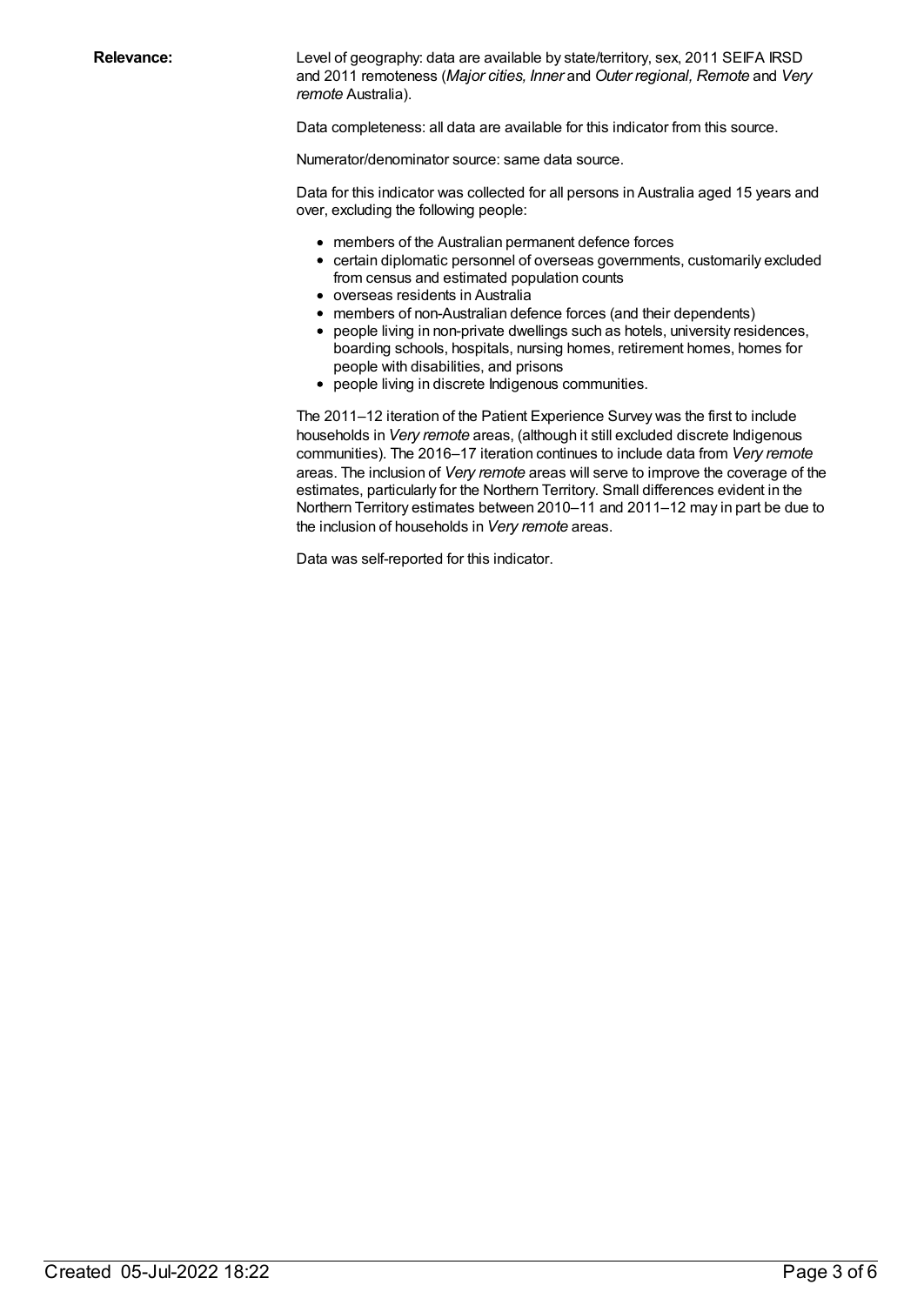**Relevance:**

Level of geography: data are available by state/territory, sex, 2011 SEIFA IRSD and 2011 remoteness (*Major cities, Inner* and *Outer regional, Remote* and *Very remote* Australia).

Data completeness: all data are available for this indicator from this source.

Numerator/denominator source: same data source.

Data for this indicator was collected for all persons in Australia aged 15 years and over, excluding the following people:

- members of the Australian permanent defence forces
- certain diplomatic personnel of overseas governments, customarily excluded from census and estimated population counts
- overseas residents in Australia
- members of non-Australian defence forces (and their dependents)
- people living in non-private dwellings such as hotels, university residences, boarding schools, hospitals, nursing homes, retirement homes, homes for people with disabilities, and prisons
- people living in discrete Indigenous communities.

The 2011–12 iteration of the Patient Experience Survey was the first to include households in *Very remote* areas, (although it still excluded discrete Indigenous communities). The 2016–17 iteration continues to include data from *Very remote* areas. The inclusion of *Very remote* areas will serve to improve the coverage of the estimates, particularly for the Northern Territory. Small differences evident in the Northern Territory estimates between 2010–11 and 2011–12 may in part be due to the inclusion of households in *Very remote* areas.

Data was self-reported for this indicator.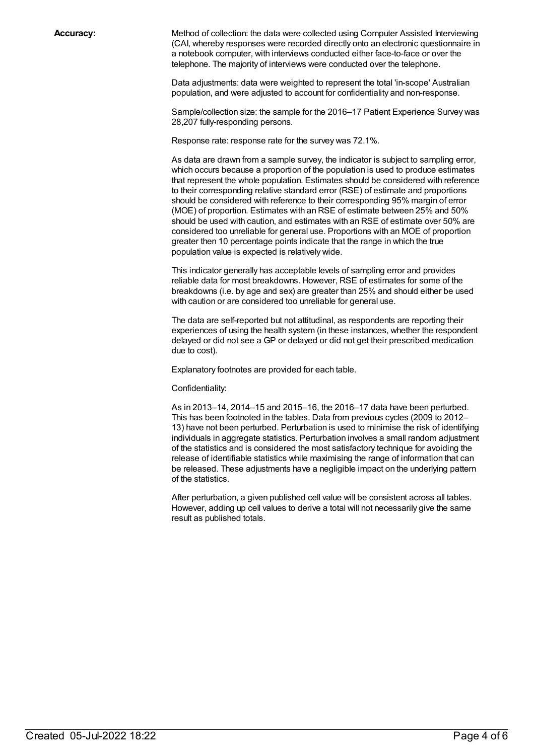**Accuracy:**

Method of collection: the data were collected using Computer Assisted Interviewing (CAI, whereby responses were recorded directly onto an electronic questionnaire in a notebook computer, with interviews conducted either face-to-face or over the telephone. The majority of interviews were conducted over the telephone.

Data adjustments: data were weighted to represent the total 'in-scope' Australian population, and were adjusted to account for confidentiality and non-response.

Sample/collection size: the sample for the 2016–17 Patient Experience Survey was 28,207 fully-responding persons.

Response rate: response rate for the survey was 72.1%.

As data are drawn from a sample survey, the indicator is subject to sampling error, which occurs because a proportion of the population is used to produce estimates that represent the whole population. Estimates should be considered with reference to their corresponding relative standard error (RSE) of estimate and proportions should be considered with reference to their corresponding 95% margin of error (MOE) of proportion. Estimates with an RSE of estimate between 25% and 50% should be used with caution, and estimates with an RSE of estimate over 50% are considered too unreliable for general use. Proportions with an MOE of proportion greater then 10 percentage points indicate that the range in which the true population value is expected is relatively wide.

This indicator generally has acceptable levels of sampling error and provides reliable data for most breakdowns. However, RSE of estimates for some of the breakdowns (i.e. by age and sex) are greater than 25% and should either be used with caution or are considered too unreliable for general use.

The data are self-reported but not attitudinal, as respondents are reporting their experiences of using the health system (in these instances, whether the respondent delayed or did not see a GP or delayed or did not get their prescribed medication due to cost).

Explanatory footnotes are provided for each table.

Confidentiality:

As in 2013–14, 2014–15 and 2015–16, the 2016–17 data have been perturbed. This has been footnoted in the tables. Data from previous cycles (2009 to 2012–13) have not been perturbed. Perturbation is used to minimise the risk of identifying individuals in aggregate statistics. Perturbation involves a small random adjustment of the statistics and is considered the most satisfactory technique for avoiding the release of identifiable statistics while maximising the range of information that can be released. These adjustments have a negligible impact on the underlying pattern of the statistics.

After perturbation, a given published cell value will be consistent across all tables. However, adding up cell values to derive a total will not necessarily give the same result as published totals.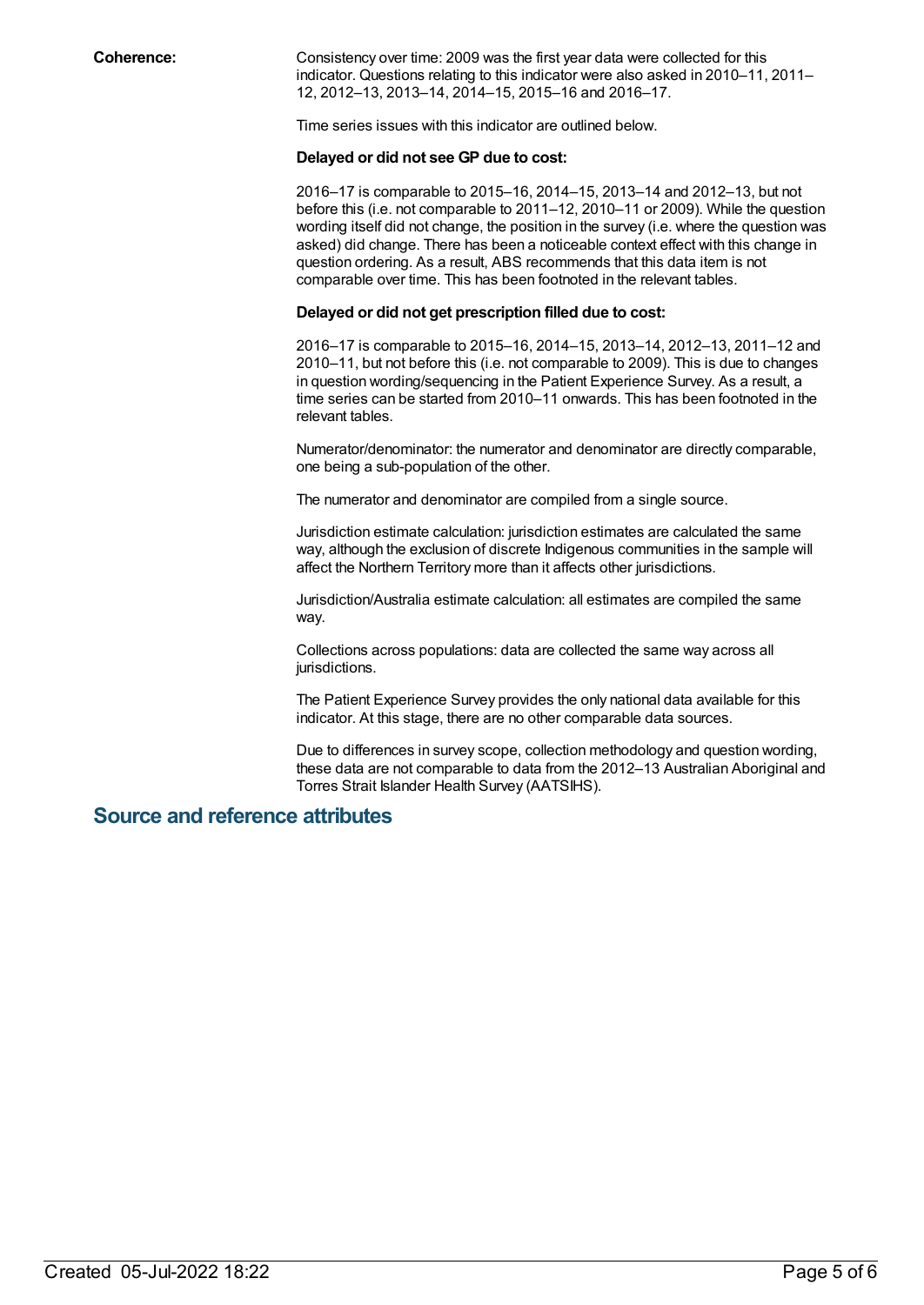**Coherence:**

Consistency over time: 2009 was the first year data were collected for this indicator. Questions relating to this indicator were also asked in 2010–11, 2011–12, 2012–13, 2013–14, 2014–15, 2015–16 and 2016–17.

Time series issues with this indicator are outlined below.

**Delayed or did not see GP due to cost:**

2016–17 is comparable to 2015–16, 2014–15, 2013–14 and 2012–13, but not before this (i.e. not comparable to 2011–12, 2010–11 or 2009). While the question wording itself did not change, the position in the survey (i.e. where the question was asked) did change. There has been a noticeable context effect with this change in question ordering. As a result, ABS recommends that this data item is not comparable over time. This has been footnoted in the relevant tables.

**Delayed or did not get prescription filled due to cost:**

2016–17 is comparable to 2015–16, 2014–15, 2013–14, 2012–13, 2011–12 and 2010–11, but not before this (i.e. not comparable to 2009). This is due to changes in question wording/sequencing in the Patient Experience Survey. As a result, a time series can be started from 2010–11 onwards. This has been footnoted in the relevant tables.

Numerator/denominator: the numerator and denominator are directly comparable, one being a sub-population of the other.

The numerator and denominator are compiled from a single source.

Jurisdiction estimate calculation: jurisdiction estimates are calculated the same way, although the exclusion of discrete Indigenous communities in the sample will affect the Northern Territory more than it affects other jurisdictions.

Jurisdiction/Australia estimate calculation: all estimates are compiled the same way.

Collections across populations: data are collected the same way across all jurisdictions.

The Patient Experience Survey provides the only national data available for this indicator. At this stage, there are no other comparable data sources.

Due to differences in survey scope, collection methodology and question wording, these data are not comparable to data from the 2012–13 Australian Aboriginal and Torres Strait Islander Health Survey (AATSIHS).

## Source and reference attributes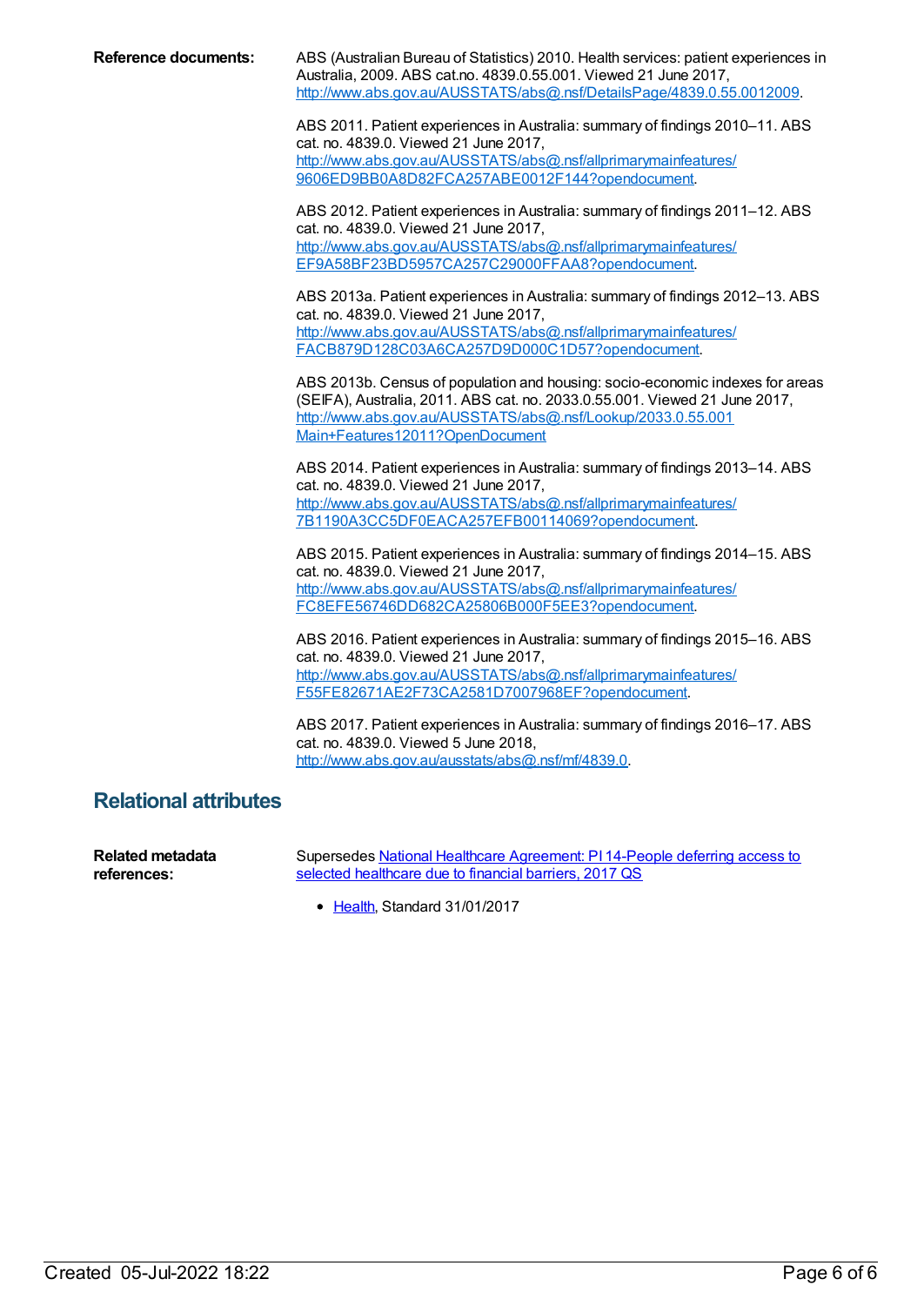**Reference documents:**

ABS (Australian Bureau of Statistics) 2010. Health services: patient experiences in Australia, 2009. ABS cat.no. 4839.0.55.001. Viewed 21 June 2017, http://www.abs.gov.au/AUSSTATS/abs@.nsf/DetailsPage/4839.0.55.0012009.

ABS 2011. Patient experiences in Australia: summary of findings 2010–11. ABS cat. no. 4839.0. Viewed 21 June 2017, http://www.abs.gov.au/AUSSTATS/abs@.nsf/allprimarymainfeatures/9606ED9BB0A8D82FCA257ABE0012F144?opendocument.

ABS 2012. Patient experiences in Australia: summary of findings 2011–12. ABS cat. no. 4839.0. Viewed 21 June 2017, http://www.abs.gov.au/AUSSTATS/abs@.nsf/allprimarymainfeatures/EF9A58BF23BD5957CA257C29000FFAA8?opendocument.

ABS 2013a. Patient experiences in Australia: summary of findings 2012–13. ABS cat. no. 4839.0. Viewed 21 June 2017, http://www.abs.gov.au/AUSSTATS/abs@.nsf/allprimarymainfeatures/FACB879D128C03A6CA257D9D000C1D57?opendocument.

ABS 2013b. Census of population and housing: socio-economic indexes for areas (SEIFA), Australia, 2011. ABS cat. no. 2033.0.55.001. Viewed 21 June 2017, http://www.abs.gov.au/AUSSTATS/abs@.nsf/Lookup/2033.0.55.001Main+Features12011?OpenDocument

ABS 2014. Patient experiences in Australia: summary of findings 2013–14. ABS cat. no. 4839.0. Viewed 21 June 2017, http://www.abs.gov.au/AUSSTATS/abs@.nsf/allprimarymainfeatures/7B1190A3CC5DF0EACA257EFB00114069?opendocument.

ABS 2015. Patient experiences in Australia: summary of findings 2014–15. ABS cat. no. 4839.0. Viewed 21 June 2017, http://www.abs.gov.au/AUSSTATS/abs@.nsf/allprimarymainfeatures/FC8EFE56746DD682CA25806B000F5EE3?opendocument.

ABS 2016. Patient experiences in Australia: summary of findings 2015–16. ABS cat. no. 4839.0. Viewed 21 June 2017, http://www.abs.gov.au/AUSSTATS/abs@.nsf/allprimarymainfeatures/F55FE82671AE2F73CA2581D7007968EF?opendocument.

ABS 2017. Patient experiences in Australia: summary of findings 2016–17. ABS cat. no. 4839.0. Viewed 5 June 2018, http://www.abs.gov.au/ausstats/abs@.nsf/mf/4839.0.

## Relational attributes

**Related metadata references:**

Supersedes National Healthcare Agreement: PI 14-People deferring access to selected healthcare due to financial barriers, 2017 QS

- Health, Standard 31/01/2017